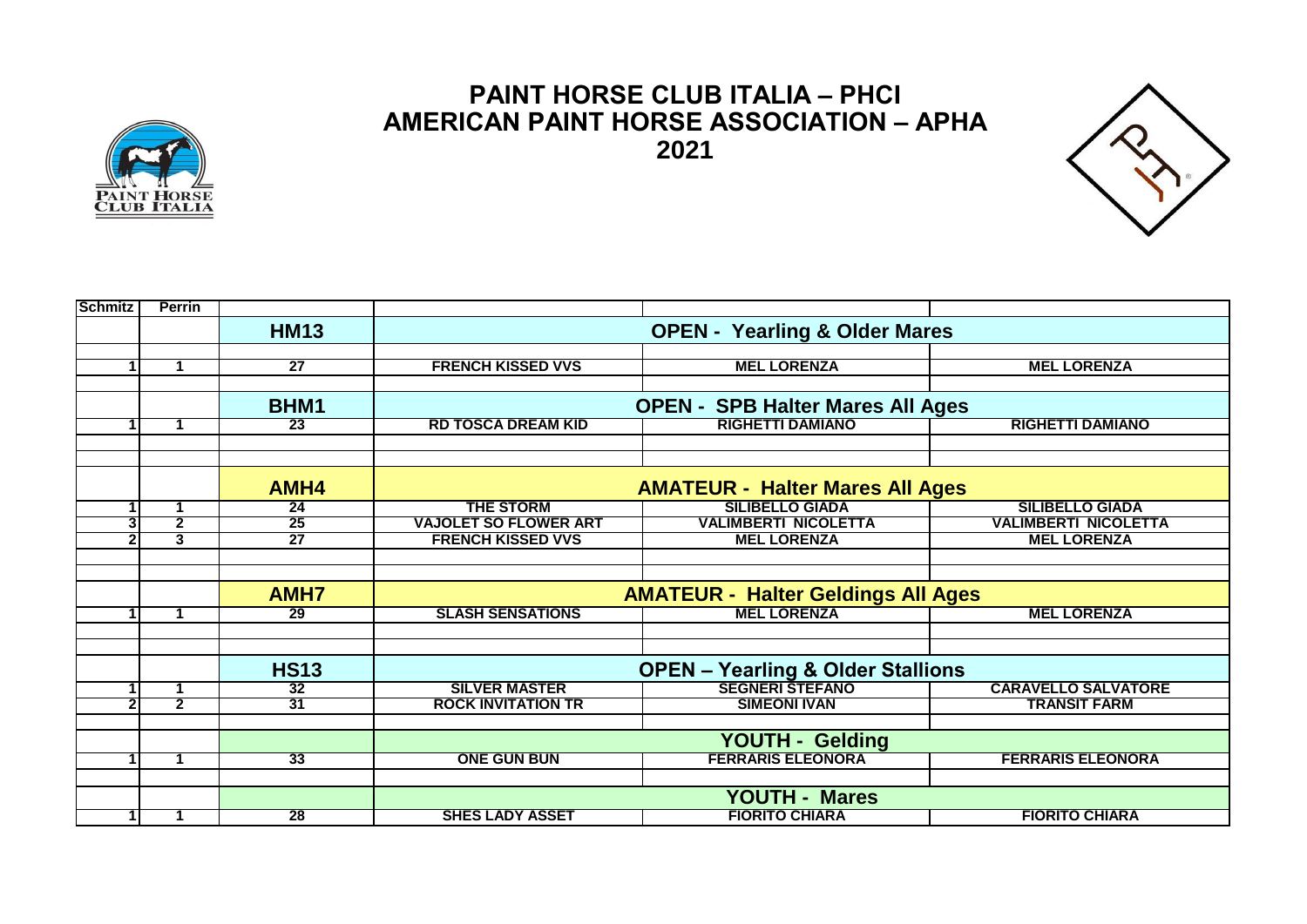# PAINT HORSE CLUB ITALIA – PHCI
# AMERICAN PAINT HORSE ASSOCIATION – APHA
# 2021

| Schmitz | Perrin | | | | |
|---|---|---|---|---|---|
| | | **HM13** | **OPEN - Yearling & Older Mares** | | |
| 1 | 1 | 27 | FRENCH KISSED VVS | MEL LORENZA | MEL LORENZA |
| | | **BHM1** | **OPEN - SPB Halter Mares All Ages** | | |
| 1 | 1 | 23 | RD TOSCA DREAM KID | RIGHETTI DAMIANO | RIGHETTI DAMIANO |
| | | **AMH4** | **AMATEUR - Halter Mares All Ages** | | |
| 1 | 1 | 24 | THE STORM | SILIBELLO GIADA | SILIBELLO GIADA |
| 3 | 2 | 25 | VAJOLET SO FLOWER ART | VALIMBERTI NICOLETTA | VALIMBERTI NICOLETTA |
| 2 | 3 | 27 | FRENCH KISSED VVS | MEL LORENZA | MEL LORENZA |
| | | **AMH7** | **AMATEUR - Halter Geldings All Ages** | | |
| 1 | 1 | 29 | SLASH SENSATIONS | MEL LORENZA | MEL LORENZA |
| | | **HS13** | **OPEN – Yearling & Older Stallions** | | |
| 1 | 1 | 32 | SILVER MASTER | SEGNERI STEFANO | CARAVELLO SALVATORE |
| 2 | 2 | 31 | ROCK INVITATION TR | SIMEONI IVAN | TRANSIT FARM |
| | | | **YOUTH - Gelding** | | |
| 1 | 1 | 33 | ONE GUN BUN | FERRARIS ELEONORA | FERRARIS ELEONORA |
| | | | **YOUTH - Mares** | | |
| 1 | 1 | 28 | SHES LADY ASSET | FIORITO CHIARA | FIORITO CHIARA |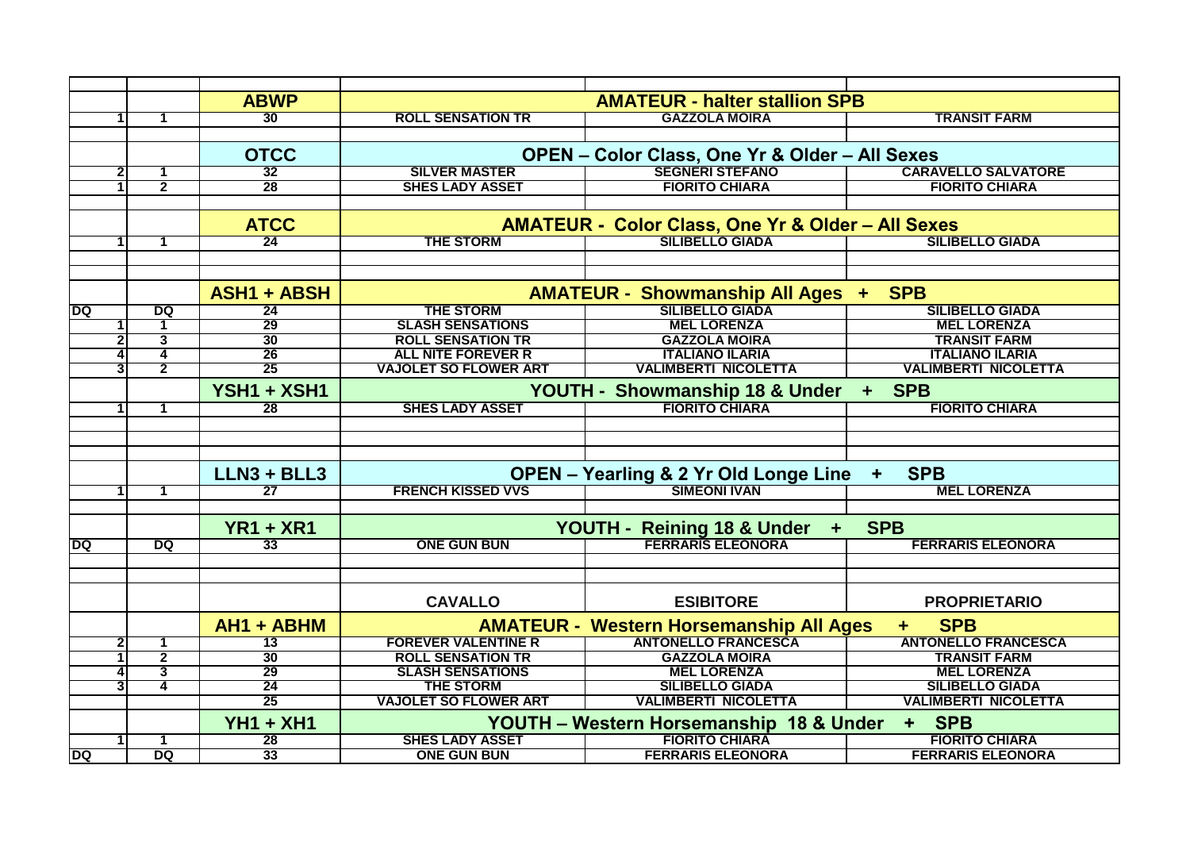| | | | | | |
|---|---|---|---|---|---|
| | | **ABWP** | **AMATEUR - halter stallion SPB** | | |
| 1 | 1 | 30 | ROLL SENSATION TR | GAZZOLA MOIRA | TRANSIT FARM |
| | | | | | |
| | | **OTCC** | **OPEN – Color Class, One Yr & Older – All Sexes** | | |
| 2 | 1 | 32 | SILVER MASTER | SEGNERI STEFANO | CARAVELLO SALVATORE |
| 1 | 2 | 28 | SHES LADY ASSET | FIORITO CHIARA | FIORITO CHIARA |
| | | | | | |
| | | **ATCC** | **AMATEUR - Color Class, One Yr & Older – All Sexes** | | |
| 1 | 1 | 24 | THE STORM | SILIBELLO GIADA | SILIBELLO GIADA |
| | | | | | |
| | | | | | |
| | | **ASH1 + ABSH** | **AMATEUR - Showmanship All Ages + SPB** | | |
| DQ | DQ | 24 | THE STORM | SILIBELLO GIADA | SILIBELLO GIADA |
| 1 | 1 | 29 | SLASH SENSATIONS | MEL LORENZA | MEL LORENZA |
| 2 | 3 | 30 | ROLL SENSATION TR | GAZZOLA MOIRA | TRANSIT FARM |
| 4 | 4 | 26 | ALL NITE FOREVER R | ITALIANO ILARIA | ITALIANO ILARIA |
| 3 | 2 | 25 | VAJOLET SO FLOWER ART | VALIMBERTI NICOLETTA | VALIMBERTI NICOLETTA |
| | | **YSH1 + XSH1** | **YOUTH - Showmanship 18 & Under + SPB** | | |
| 1 | 1 | 28 | SHES LADY ASSET | FIORITO CHIARA | FIORITO CHIARA |
| | | | | | |
| | | | | | |
| | | | | | |
| | | **LLN3 + BLL3** | **OPEN – Yearling & 2 Yr Old Longe Line + SPB** | | |
| 1 | 1 | 27 | FRENCH KISSED VVS | SIMEONI IVAN | MEL LORENZA |
| | | | | | |
| | | **YR1 + XR1** | **YOUTH - Reining 18 & Under + SPB** | | |
| DQ | DQ | 33 | ONE GUN BUN | FERRARIS ELEONORA | FERRARIS ELEONORA |
| | | | | | |
| | | | | | |
| | | | **CAVALLO** | **ESIBITORE** | **PROPRIETARIO** |
| | | **AH1 + ABHM** | **AMATEUR - Western Horsemanship All Ages + SPB** | | |
| 2 | 1 | 13 | FOREVER VALENTINE R | ANTONELLO FRANCESCA | ANTONELLO FRANCESCA |
| 1 | 2 | 30 | ROLL SENSATION TR | GAZZOLA MOIRA | TRANSIT FARM |
| 4 | 3 | 29 | SLASH SENSATIONS | MEL LORENZA | MEL LORENZA |
| 3 | 4 | 24 | THE STORM | SILIBELLO GIADA | SILIBELLO GIADA |
| | | 25 | VAJOLET SO FLOWER ART | VALIMBERTI NICOLETTA | VALIMBERTI NICOLETTA |
| | | **YH1 + XH1** | **YOUTH – Western Horsemanship 18 & Under + SPB** | | |
| 1 | 1 | 28 | SHES LADY ASSET | FIORITO CHIARA | FIORITO CHIARA |
| DQ | DQ | 33 | ONE GUN BUN | FERRARIS ELEONORA | FERRARIS ELEONORA |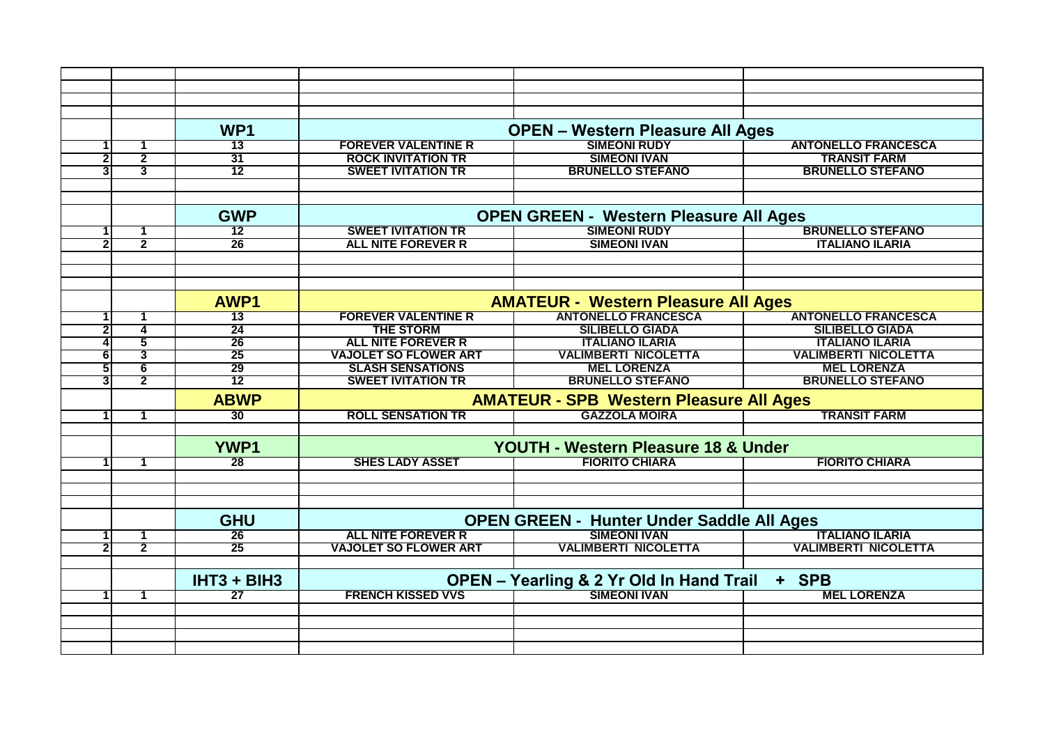| | | | | | |
|---|---|---|---|---|---|
| | | **WP1** | **OPEN – Western Pleasure All Ages** | | |
| 1 | 1 | 13 | FOREVER VALENTINE R | SIMEONI RUDY | ANTONELLO FRANCESCA |
| 2 | 2 | 31 | ROCK INVITATION TR | SIMEONI IVAN | TRANSIT FARM |
| 3 | 3 | 12 | SWEET IVITATION TR | BRUNELLO STEFANO | BRUNELLO STEFANO |
| | | | | | |
| | | **GWP** | **OPEN GREEN - Western Pleasure All Ages** | | |
| 1 | 1 | 12 | SWEET IVITATION TR | SIMEONI RUDY | BRUNELLO STEFANO |
| 2 | 2 | 26 | ALL NITE FOREVER R | SIMEONI IVAN | ITALIANO ILARIA |
| | | | | | |
| | | **AWP1** | **AMATEUR - Western Pleasure All Ages** | | |
| 1 | 1 | 13 | FOREVER VALENTINE R | ANTONELLO FRANCESCA | ANTONELLO FRANCESCA |
| 2 | 4 | 24 | THE STORM | SILIBELLO GIADA | SILIBELLO GIADA |
| 4 | 5 | 26 | ALL NITE FOREVER R | ITALIANO ILARIA | ITALIANO ILARIA |
| 6 | 3 | 25 | VAJOLET SO FLOWER ART | VALIMBERTI NICOLETTA | VALIMBERTI NICOLETTA |
| 5 | 6 | 29 | SLASH SENSATIONS | MEL LORENZA | MEL LORENZA |
| 3 | 2 | 12 | SWEET IVITATION TR | BRUNELLO STEFANO | BRUNELLO STEFANO |
| | | **ABWP** | **AMATEUR - SPB Western Pleasure All Ages** | | |
| 1 | 1 | 30 | ROLL SENSATION TR | GAZZOLA MOIRA | TRANSIT FARM |
| | | | | | |
| | | **YWP1** | **YOUTH - Western Pleasure 18 & Under** | | |
| 1 | 1 | 28 | SHES LADY ASSET | FIORITO CHIARA | FIORITO CHIARA |
| | | | | | |
| | | **GHU** | **OPEN GREEN - Hunter Under Saddle All Ages** | | |
| 1 | 1 | 26 | ALL NITE FOREVER R | SIMEONI IVAN | ITALIANO ILARIA |
| 2 | 2 | 25 | VAJOLET SO FLOWER ART | VALIMBERTI NICOLETTA | VALIMBERTI NICOLETTA |
| | | | | | |
| | | **IHT3 + BIH3** | **OPEN – Yearling & 2 Yr Old In Hand Trail + SPB** | | |
| 1 | 1 | 27 | FRENCH KISSED VVS | SIMEONI IVAN | MEL LORENZA |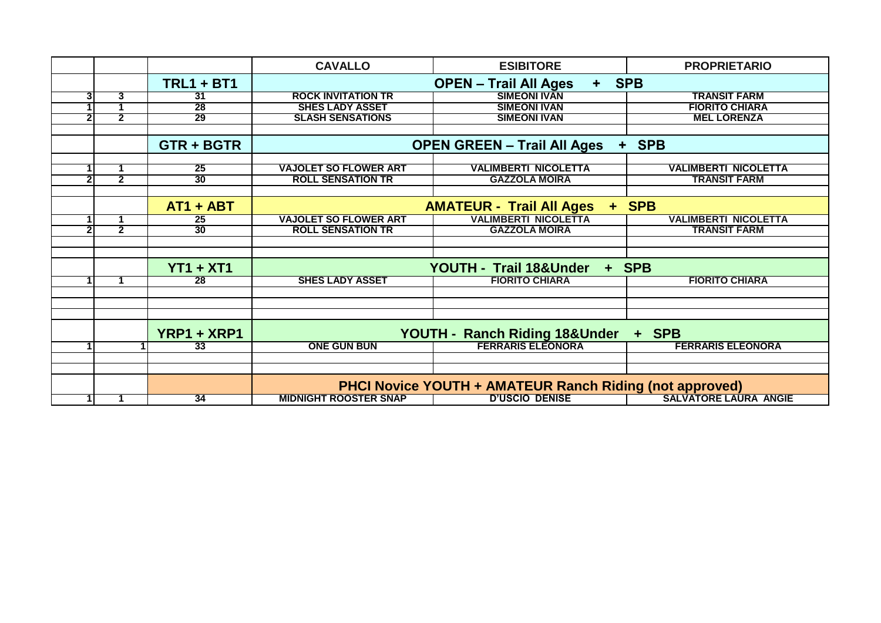| | | | CAVALLO | ESIBITORE | PROPRIETARIO |
|---|---|---|---|---|---|
| | | **TRL1 + BT1** | **OPEN – Trail All Ages + SPB** | | |
| 3 | 3 | 31 | ROCK INVITATION TR | SIMEONI IVAN | TRANSIT FARM |
| 1 | 1 | 28 | SHES LADY ASSET | SIMEONI IVAN | FIORITO CHIARA |
| 2 | 2 | 29 | SLASH SENSATIONS | SIMEONI IVAN | MEL LORENZA |
| | | | | | |
| | | **GTR + BGTR** | **OPEN GREEN – Trail All Ages + SPB** | | |
| | | | | | |
| 1 | 1 | 25 | VAJOLET SO FLOWER ART | VALIMBERTI NICOLETTA | VALIMBERTI NICOLETTA |
| 2 | 2 | 30 | ROLL SENSATION TR | GAZZOLA MOIRA | TRANSIT FARM |
| | | | | | |
| | | **AT1 + ABT** | **AMATEUR - Trail All Ages + SPB** | | |
| 1 | 1 | 25 | VAJOLET SO FLOWER ART | VALIMBERTI NICOLETTA | VALIMBERTI NICOLETTA |
| 2 | 2 | 30 | ROLL SENSATION TR | GAZZOLA MOIRA | TRANSIT FARM |
| | | | | | |
| | | | | | |
| | | **YT1 + XT1** | **YOUTH - Trail 18&Under + SPB** | | |
| 1 | 1 | 28 | SHES LADY ASSET | FIORITO CHIARA | FIORITO CHIARA |
| | | | | | |
| | | | | | |
| | | | | | |
| | | **YRP1 + XRP1** | **YOUTH - Ranch Riding 18&Under + SPB** | | |
| 1 | 1 | 33 | ONE GUN BUN | FERRARIS ELEONORA | FERRARIS ELEONORA |
| | | | | | |
| | | | | | |
| | | | **PHCI Novice YOUTH + AMATEUR Ranch Riding (not approved)** | | |
| 1 | 1 | 34 | MIDNIGHT ROOSTER SNAP | D'USCIO DENISE | SALVATORE LAURA ANGIE |